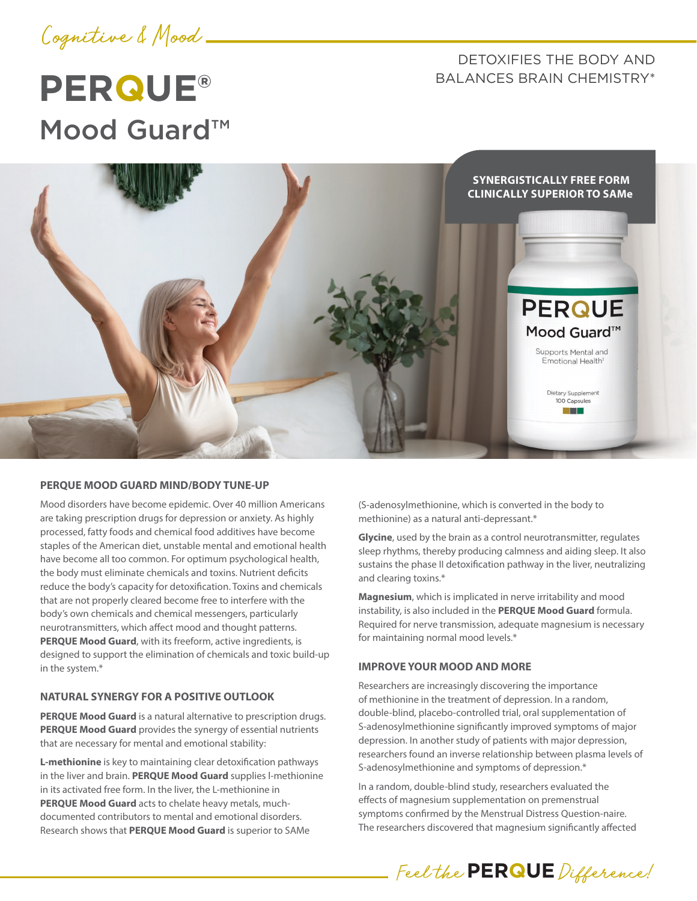Cognitive & Mood

# PERQUE® Mood Guard™

DETOXIFIES THE BODY AND BALANCES BRAIN CHEMISTRY*

**SYNERGISTICALLY FREE FORM CLINICALLY SUPERIOR TO SAMe**

## PERQUE MOOD GUARD MIND/BODY TUNE-UP

Mood disorders have become epidemic. Over 40 million Americans are taking prescription drugs for depression or anxiety. As highly processed, fatty foods and chemical food additives have become staples of the American diet, unstable mental and emotional health have become all too common. For optimum psychological health, the body must eliminate chemicals and toxins. Nutrient deficits reduce the body's capacity for detoxification. Toxins and chemicals that are not properly cleared become free to interfere with the body's own chemicals and chemical messengers, particularly neurotransmitters, which affect mood and thought patterns. **PERQUE Mood Guard**, with its freeform, active ingredients, is designed to support the elimination of chemicals and toxic build-up in the system.*

## NATURAL SYNERGY FOR A POSITIVE OUTLOOK

**PERQUE Mood Guard** is a natural alternative to prescription drugs. **PERQUE Mood Guard** provides the synergy of essential nutrients that are necessary for mental and emotional stability:

**L-methionine** is key to maintaining clear detoxification pathways in the liver and brain. **PERQUE Mood Guard** supplies l-methionine in its activated free form. In the liver, the L-methionine in **PERQUE Mood Guard** acts to chelate heavy metals, much-documented contributors to mental and emotional disorders. Research shows that **PERQUE Mood Guard** is superior to SAMe (S-adenosylmethionine, which is converted in the body to methionine) as a natural anti-depressant.*

**Glycine**, used by the brain as a control neurotransmitter, regulates sleep rhythms, thereby producing calmness and aiding sleep. It also sustains the phase II detoxification pathway in the liver, neutralizing and clearing toxins.*

**Magnesium**, which is implicated in nerve irritability and mood instability, is also included in the **PERQUE Mood Guard** formula. Required for nerve transmission, adequate magnesium is necessary for maintaining normal mood levels.*

## IMPROVE YOUR MOOD AND MORE

Researchers are increasingly discovering the importance of methionine in the treatment of depression. In a random, double-blind, placebo-controlled trial, oral supplementation of S-adenosylmethionine significantly improved symptoms of major depression. In another study of patients with major depression, researchers found an inverse relationship between plasma levels of S-adenosylmethionine and symptoms of depression.*

In a random, double-blind study, researchers evaluated the effects of magnesium supplementation on premenstrual symptoms confirmed by the Menstrual Distress Question-naire. The researchers discovered that magnesium significantly affected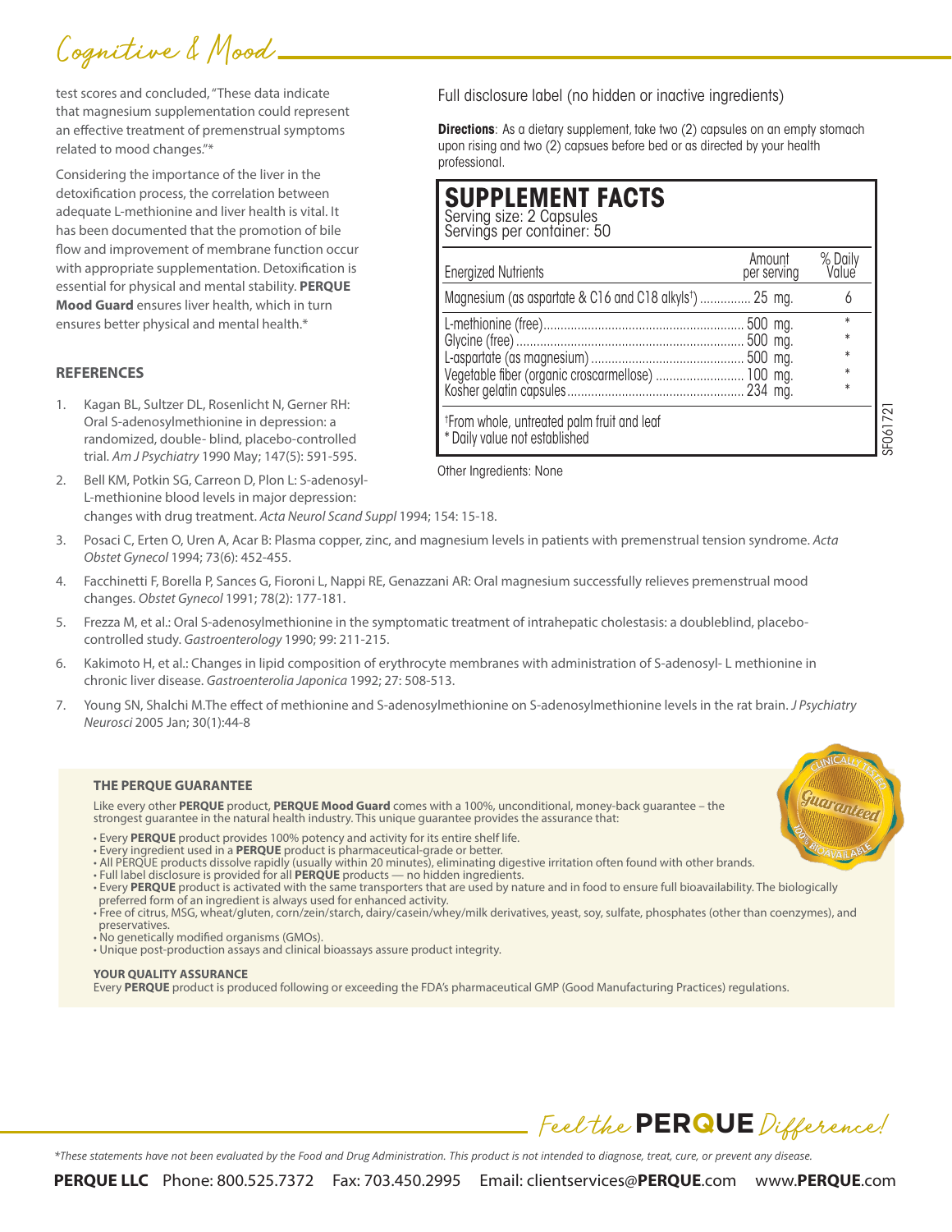# Cognitive & Mood

test scores and concluded, "These data indicate that magnesium supplementation could represent an effective treatment of premenstrual symptoms related to mood changes."*

Considering the importance of the liver in the detoxification process, the correlation between adequate L-methionine and liver health is vital. It has been documented that the promotion of bile flow and improvement of membrane function occur with appropriate supplementation. Detoxification is essential for physical and mental stability. **PERQUE Mood Guard** ensures liver health, which in turn ensures better physical and mental health.*

Full disclosure label (no hidden or inactive ingredients)

**Directions**: As a dietary supplement, take two (2) capsules on an empty stomach upon rising and two (2) capsues before bed or as directed by your health professional.

## SUPPLEMENT FACTS

Serving size: 2 Capsules
Servings per container: 50

| Energized Nutrients | Amount per serving | % Daily Value |
|---|---|---|
| Magnesium (as aspartate & C16 and C18 alkyls†) | 25 mg. | 6 |
| L-methionine (free) | 500 mg. | * |
| Glycine (free) | 500 mg. | * |
| L-aspartate (as magnesium) | 500 mg. | * |
| Vegetable fiber (organic croscarmellose) | 100 mg. | * |
| Kosher gelatin capsules | 234 mg. | * |

†From whole, untreated palm fruit and leaf
* Daily value not established

SF061721

Other Ingredients: None

### REFERENCES

1. Kagan BL, Sultzer DL, Rosenlicht N, Gerner RH: Oral S-adenosylmethionine in depression: a randomized, double- blind, placebo-controlled trial. *Am J Psychiatry* 1990 May; 147(5): 591-595.
2. Bell KM, Potkin SG, Carreon D, Plon L: S-adenosyl-L-methionine blood levels in major depression: changes with drug treatment. *Acta Neurol Scand Suppl* 1994; 154: 15-18.
3. Posaci C, Erten O, Uren A, Acar B: Plasma copper, zinc, and magnesium levels in patients with premenstrual tension syndrome. *Acta Obstet Gynecol* 1994; 73(6): 452-455.
4. Facchinetti F, Borella P, Sances G, Fioroni L, Nappi RE, Genazzani AR: Oral magnesium successfully relieves premenstrual mood changes. *Obstet Gynecol* 1991; 78(2): 177-181.
5. Frezza M, et al.: Oral S-adenosylmethionine in the symptomatic treatment of intrahepatic cholestasis: a doubleblind, placebo-controlled study. *Gastroenterology* 1990; 99: 211-215.
6. Kakimoto H, et al.: Changes in lipid composition of erythrocyte membranes with administration of S-adenosyl- L methionine in chronic liver disease. *Gastroenterolia Japonica* 1992; 27: 508-513.
7. Young SN, Shalchi M.The effect of methionine and S-adenosylmethionine on S-adenosylmethionine levels in the rat brain. *J Psychiatry Neurosci* 2005 Jan; 30(1):44-8

### THE PERQUE GUARANTEE

Like every other **PERQUE** product, **PERQUE Mood Guard** comes with a 100%, unconditional, money-back guarantee – the strongest guarantee in the natural health industry. This unique guarantee provides the assurance that:

- Every **PERQUE** product provides 100% potency and activity for its entire shelf life.
- Every ingredient used in a **PERQUE** product is pharmaceutical-grade or better.
- All PERQUE products dissolve rapidly (usually within 20 minutes), eliminating digestive irritation often found with other brands.
- Full label disclosure is provided for all **PERQUE** products — no hidden ingredients.
- Every **PERQUE** product is activated with the same transporters that are used by nature and in food to ensure full bioavailability. The biologically preferred form of an ingredient is always used for enhanced activity.
- Free of citrus, MSG, wheat/gluten, corn/zein/starch, dairy/casein/whey/milk derivatives, yeast, soy, sulfate, phosphates (other than coenzymes), and preservatives.
- No genetically modified organisms (GMOs).
- Unique post-production assays and clinical bioassays assure product integrity.

Clinically Tested · Guaranteed · 100% Bioavailable

### YOUR QUALITY ASSURANCE

Every **PERQUE** product is produced following or exceeding the FDA's pharmaceutical GMP (Good Manufacturing Practices) regulations.

Feel the **PERQUE** Difference!

*These statements have not been evaluated by the Food and Drug Administration. This product is not intended to diagnose, treat, cure, or prevent any disease.*

**PERQUE LLC** Phone: 800.525.7372 Fax: 703.450.2995 Email: clientservices@**PERQUE**.com www.**PERQUE**.com